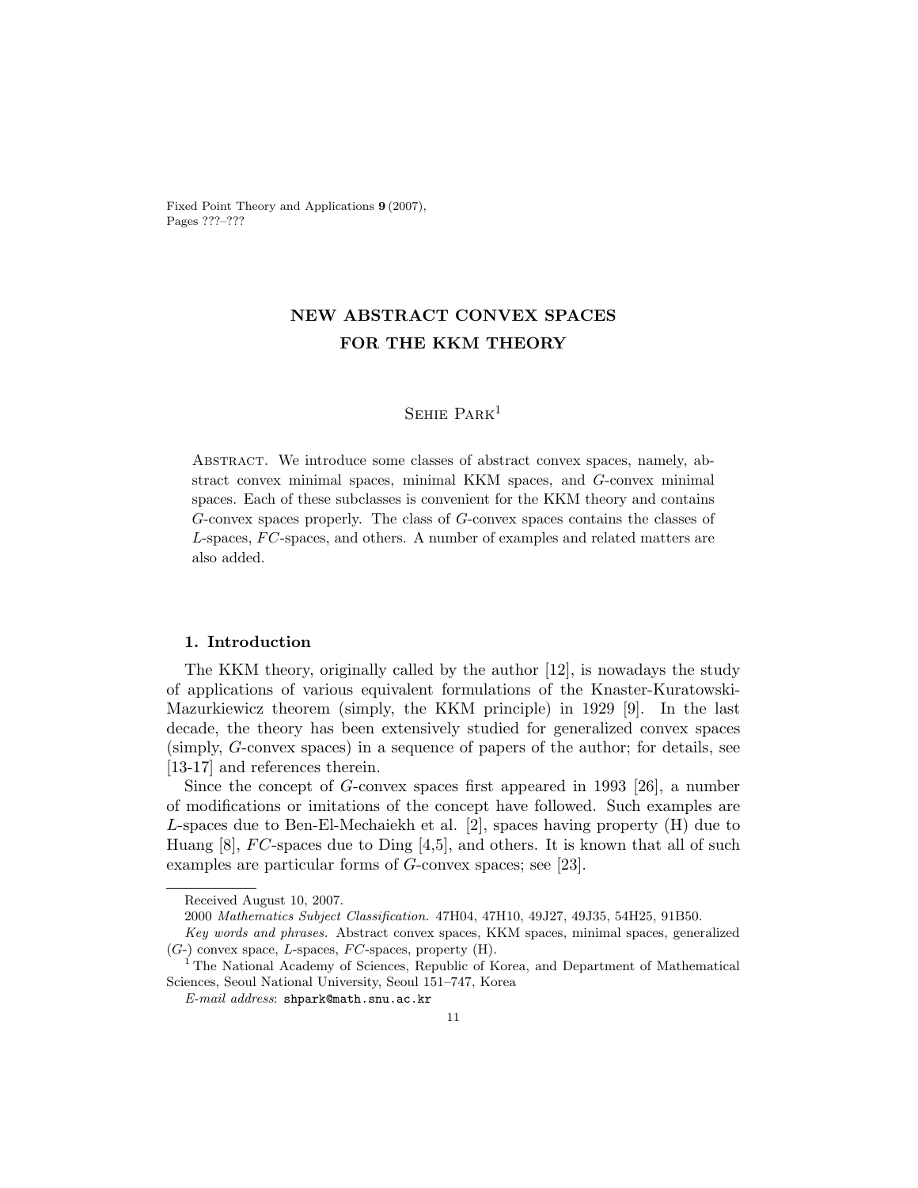# NEW ABSTRACT CONVEX SPACES FOR THE KKM THEORY

Sehie Park[1]

Abstract. We introduce some classes of abstract convex spaces, namely, abstract convex minimal spaces, minimal KKM spaces, and $G$-convex minimal spaces. Each of these subclasses is convenient for the KKM theory and contains $G$-convex spaces properly. The class of $G$-convex spaces contains the classes of $L$-spaces, $FC$-spaces, and others. A number of examples and related matters are also added.

## 1. Introduction

The KKM theory, originally called by the author [12], is nowadays the study of applications of various equivalent formulations of the Knaster-Kuratowski-Mazurkiewicz theorem (simply, the KKM principle) in 1929 [9]. In the last decade, the theory has been extensively studied for generalized convex spaces (simply, $G$-convex spaces) in a sequence of papers of the author; for details, see [13-17] and references therein.

Since the concept of $G$-convex spaces first appeared in 1993 [26], a number of modifications or imitations of the concept have followed. Such examples are $L$-spaces due to Ben-El-Mechaiekh et al. [2], spaces having property (H) due to Huang [8], $FC$-spaces due to Ding [4,5], and others. It is known that all of such examples are particular forms of $G$-convex spaces; see [23].

---

Received August 10, 2007.

2000 *Mathematics Subject Classification.* 47H04, 47H10, 49J27, 49J35, 54H25, 91B50.

*Key words and phrases.* Abstract convex spaces, KKM spaces, minimal spaces, generalized ($G$-) convex space, $L$-spaces, $FC$-spaces, property (H).

[1] The National Academy of Sciences, Republic of Korea, and Department of Mathematical Sciences, Seoul National University, Seoul 151–747, Korea

*E-mail address*: shpark@math.snu.ac.kr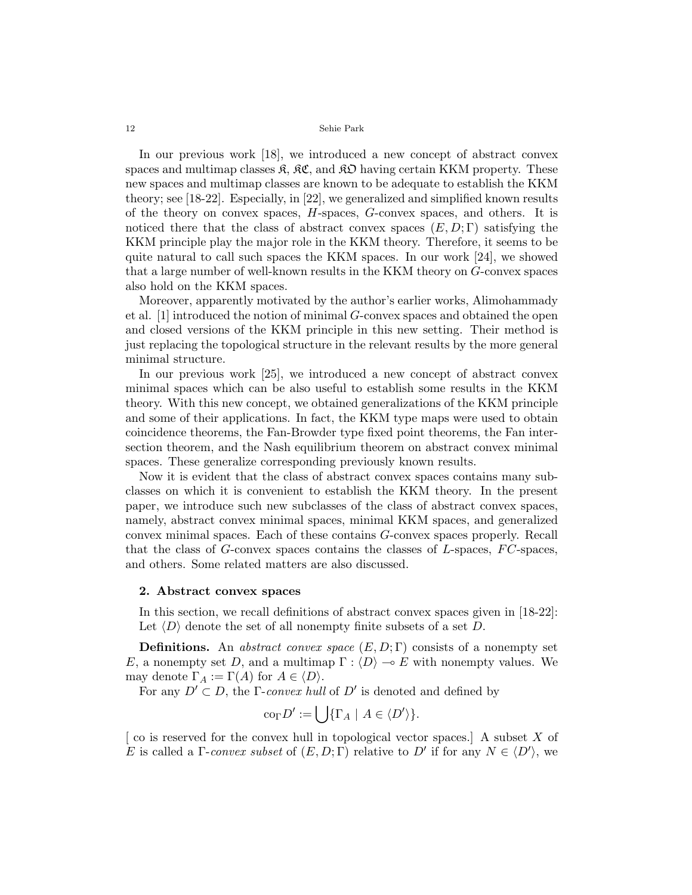In our previous work [18], we introduced a new concept of abstract convex spaces and multimap classes $\mathfrak{K}$, $\mathfrak{KC}$, and $\mathfrak{KO}$ having certain KKM property. These new spaces and multimap classes are known to be adequate to establish the KKM theory; see [18-22]. Especially, in [22], we generalized and simplified known results of the theory on convex spaces, $H$-spaces, $G$-convex spaces, and others. It is noticed there that the class of abstract convex spaces $(E, D; \Gamma)$ satisfying the KKM principle play the major role in the KKM theory. Therefore, it seems to be quite natural to call such spaces the KKM spaces. In our work [24], we showed that a large number of well-known results in the KKM theory on $G$-convex spaces also hold on the KKM spaces.

Moreover, apparently motivated by the author's earlier works, Alimohammady et al. [1] introduced the notion of minimal $G$-convex spaces and obtained the open and closed versions of the KKM principle in this new setting. Their method is just replacing the topological structure in the relevant results by the more general minimal structure.

In our previous work [25], we introduced a new concept of abstract convex minimal spaces which can be also useful to establish some results in the KKM theory. With this new concept, we obtained generalizations of the KKM principle and some of their applications. In fact, the KKM type maps were used to obtain coincidence theorems, the Fan-Browder type fixed point theorems, the Fan intersection theorem, and the Nash equilibrium theorem on abstract convex minimal spaces. These generalize corresponding previously known results.

Now it is evident that the class of abstract convex spaces contains many subclasses on which it is convenient to establish the KKM theory. In the present paper, we introduce such new subclasses of the class of abstract convex spaces, namely, abstract convex minimal spaces, minimal KKM spaces, and generalized convex minimal spaces. Each of these contains $G$-convex spaces properly. Recall that the class of $G$-convex spaces contains the classes of $L$-spaces, $FC$-spaces, and others. Some related matters are also discussed.

## 2. Abstract convex spaces

In this section, we recall definitions of abstract convex spaces given in [18-22]: Let $\langle D \rangle$ denote the set of all nonempty finite subsets of a set $D$.

**Definitions.** An *abstract convex space* $(E, D; \Gamma)$ consists of a nonempty set $E$, a nonempty set $D$, and a multimap $\Gamma : \langle D \rangle \multimap E$ with nonempty values. We may denote $\Gamma_A := \Gamma(A)$ for $A \in \langle D \rangle$.

For any $D' \subset D$, the $\Gamma$-*convex hull* of $D'$ is denoted and defined by

$$\text{co}_\Gamma D' := \bigcup \{\Gamma_A \mid A \in \langle D' \rangle\}.$$

[ co is reserved for the convex hull in topological vector spaces.] A subset $X$ of $E$ is called a $\Gamma$-*convex subset* of $(E, D; \Gamma)$ relative to $D'$ if for any $N \in \langle D' \rangle$, we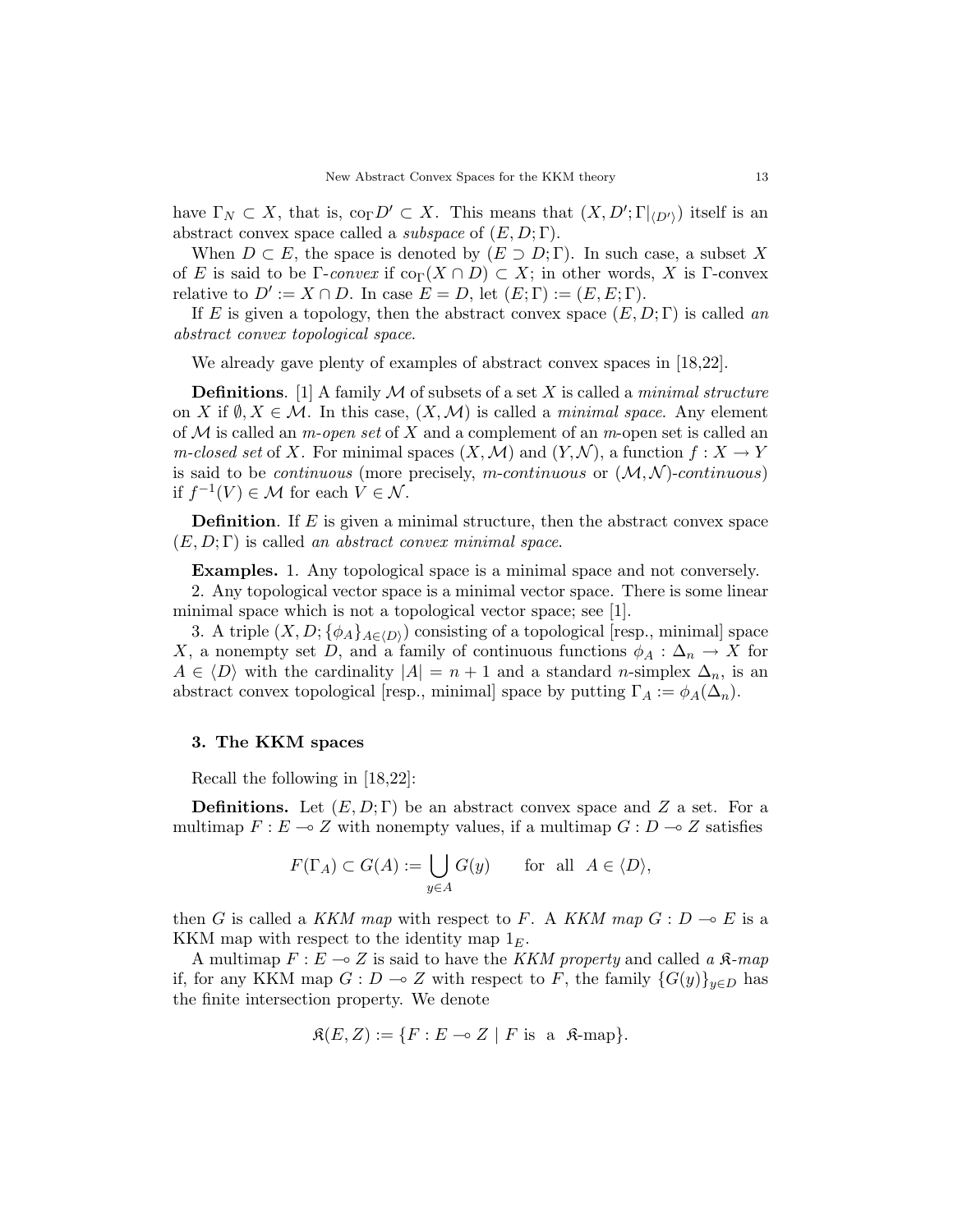have $\Gamma_N \subset X$, that is, $\mathrm{co}_\Gamma D' \subset X$. This means that $(X, D'; \Gamma|_{\langle D' \rangle})$ itself is an abstract convex space called a *subspace* of $(E, D; \Gamma)$.

When $D \subset E$, the space is denoted by $(E \supset D; \Gamma)$. In such case, a subset $X$ of $E$ is said to be $\Gamma$-*convex* if $\mathrm{co}_\Gamma(X \cap D) \subset X$; in other words, $X$ is $\Gamma$-convex relative to $D' := X \cap D$. In case $E = D$, let $(E; \Gamma) := (E, E; \Gamma)$.

If $E$ is given a topology, then the abstract convex space $(E, D; \Gamma)$ is called *an abstract convex topological space*.

We already gave plenty of examples of abstract convex spaces in [18,22].

**Definitions**. [1] A family $\mathcal{M}$ of subsets of a set $X$ is called a *minimal structure* on $X$ if $\emptyset, X \in \mathcal{M}$. In this case, $(X, \mathcal{M})$ is called a *minimal space*. Any element of $\mathcal{M}$ is called an *m-open set* of $X$ and a complement of an $m$-open set is called an *m-closed set* of $X$. For minimal spaces $(X, \mathcal{M})$ and $(Y, \mathcal{N})$, a function $f : X \to Y$ is said to be *continuous* (more precisely, *m-continuous* or $(\mathcal{M}, \mathcal{N})$*-continuous*) if $f^{-1}(V) \in \mathcal{M}$ for each $V \in \mathcal{N}$.

**Definition**. If $E$ is given a minimal structure, then the abstract convex space $(E, D; \Gamma)$ is called *an abstract convex minimal space*.

**Examples.** 1. Any topological space is a minimal space and not conversely.

2. Any topological vector space is a minimal vector space. There is some linear minimal space which is not a topological vector space; see [1].

3. A triple $(X, D; \{\phi_A\}_{A \in \langle D \rangle})$ consisting of a topological [resp., minimal] space $X$, a nonempty set $D$, and a family of continuous functions $\phi_A : \Delta_n \to X$ for $A \in \langle D \rangle$ with the cardinality $|A| = n + 1$ and a standard $n$-simplex $\Delta_n$, is an abstract convex topological [resp., minimal] space by putting $\Gamma_A := \phi_A(\Delta_n)$.

### 3. The KKM spaces

Recall the following in [18,22]:

**Definitions.** Let $(E, D; \Gamma)$ be an abstract convex space and $Z$ a set. For a multimap $F : E \multimap Z$ with nonempty values, if a multimap $G : D \multimap Z$ satisfies

$$F(\Gamma_A) \subset G(A) := \bigcup_{y \in A} G(y) \qquad \text{for all} \quad A \in \langle D \rangle,$$

then $G$ is called a *KKM map* with respect to $F$. A *KKM map* $G : D \multimap E$ is a KKM map with respect to the identity map $1_E$.

A multimap $F : E \multimap Z$ is said to have the *KKM property* and called *a* $\mathfrak{K}$*-map* if, for any KKM map $G : D \multimap Z$ with respect to $F$, the family $\{G(y)\}_{y \in D}$ has the finite intersection property. We denote

$$\mathfrak{K}(E, Z) := \{F : E \multimap Z \mid F \text{ is a } \mathfrak{K}\text{-map}\}.$$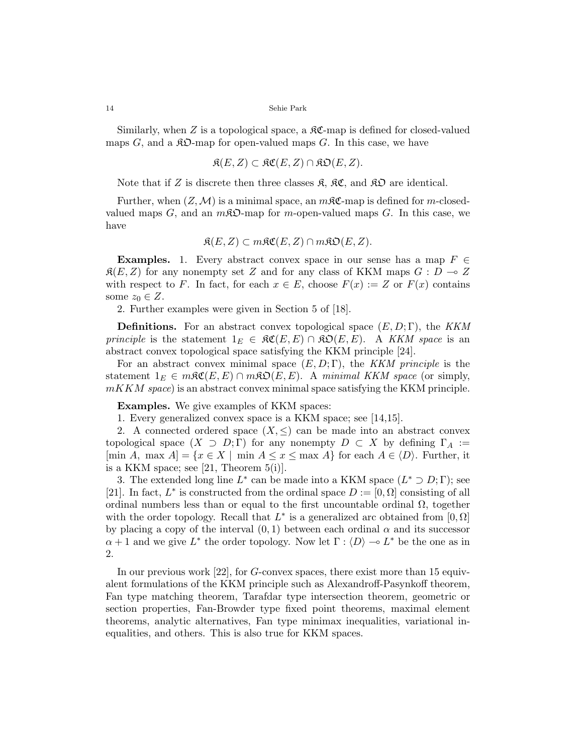Similarly, when $Z$ is a topological space, a $\mathfrak{KC}$-map is defined for closed-valued maps $G$, and a $\mathfrak{KO}$-map for open-valued maps $G$. In this case, we have

$$\mathfrak{K}(E, Z) \subset \mathfrak{KC}(E, Z) \cap \mathfrak{KO}(E, Z).$$

Note that if $Z$ is discrete then three classes $\mathfrak{K}$, $\mathfrak{KC}$, and $\mathfrak{KO}$ are identical.

Further, when $(Z, \mathcal{M})$ is a minimal space, an $m\mathfrak{KC}$-map is defined for $m$-closed-valued maps $G$, and an $m\mathfrak{KO}$-map for $m$-open-valued maps $G$. In this case, we have

$$\mathfrak{K}(E, Z) \subset m\mathfrak{KC}(E, Z) \cap m\mathfrak{KO}(E, Z).$$

**Examples.** 1. Every abstract convex space in our sense has a map $F \in \mathfrak{K}(E, Z)$ for any nonempty set $Z$ and for any class of KKM maps $G : D \multimap Z$ with respect to $F$. In fact, for each $x \in E$, choose $F(x) := Z$ or $F(x)$ contains some $z_0 \in Z$.

2. Further examples were given in Section 5 of [18].

**Definitions.** For an abstract convex topological space $(E, D; \Gamma)$, the *KKM principle* is the statement $1_E \in \mathfrak{KC}(E, E) \cap \mathfrak{KO}(E, E)$. A *KKM space* is an abstract convex topological space satisfying the KKM principle [24].

For an abstract convex minimal space $(E, D; \Gamma)$, the *KKM principle* is the statement $1_E \in m\mathfrak{KC}(E, E) \cap m\mathfrak{KO}(E, E)$. A *minimal KKM space* (or simply, *mKKM space*) is an abstract convex minimal space satisfying the KKM principle.

**Examples.** We give examples of KKM spaces:

1. Every generalized convex space is a KKM space; see [14,15].

2. A connected ordered space $(X, \leq)$ can be made into an abstract convex topological space $(X \supset D; \Gamma)$ for any nonempty $D \subset X$ by defining $\Gamma_A := [\min A, \max A] = \{x \in X \mid \min A \leq x \leq \max A\}$ for each $A \in \langle D \rangle$. Further, it is a KKM space; see [21, Theorem 5(i)].

3. The extended long line $L^*$ can be made into a KKM space $(L^* \supset D; \Gamma)$; see [21]. In fact, $L^*$ is constructed from the ordinal space $D := [0, \Omega]$ consisting of all ordinal numbers less than or equal to the first uncountable ordinal $\Omega$, together with the order topology. Recall that $L^*$ is a generalized arc obtained from $[0, \Omega]$ by placing a copy of the interval $(0, 1)$ between each ordinal $\alpha$ and its successor $\alpha + 1$ and we give $L^*$ the order topology. Now let $\Gamma : \langle D \rangle \multimap L^*$ be the one as in 2.

In our previous work [22], for $G$-convex spaces, there exist more than 15 equivalent formulations of the KKM principle such as Alexandroff-Pasynkoff theorem, Fan type matching theorem, Tarafdar type intersection theorem, geometric or section properties, Fan-Browder type fixed point theorems, maximal element theorems, analytic alternatives, Fan type minimax inequalities, variational inequalities, and others. This is also true for KKM spaces.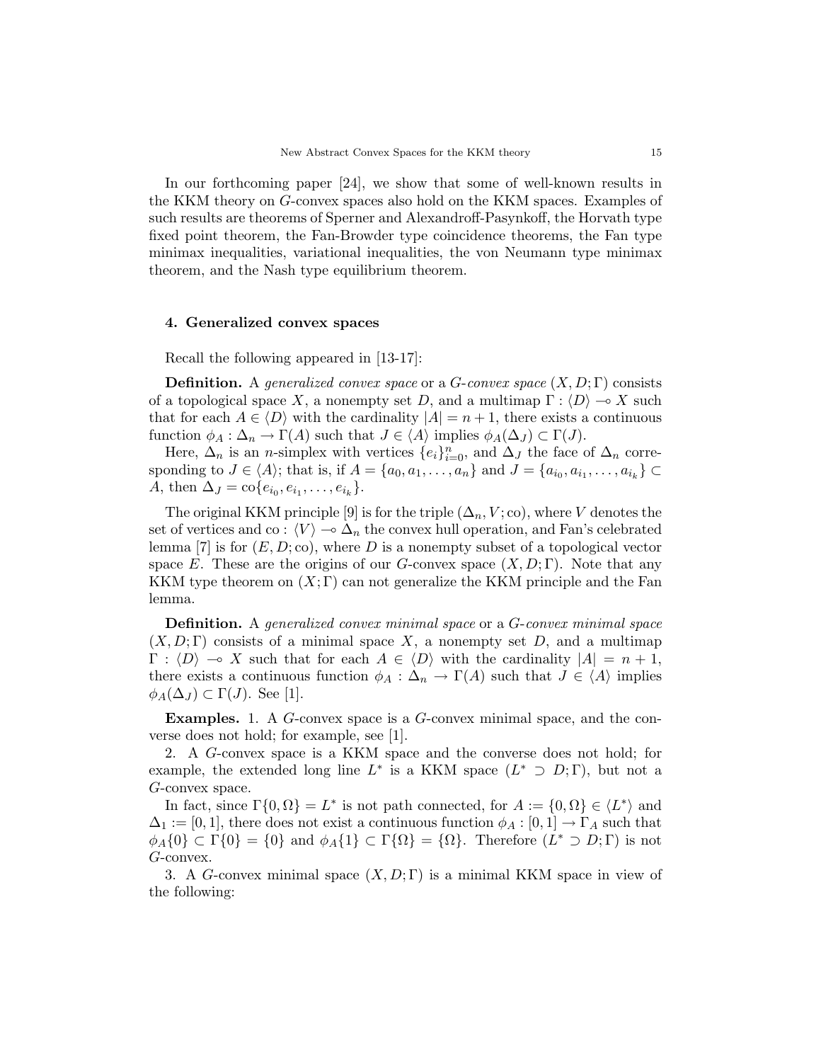In our forthcoming paper [24], we show that some of well-known results in the KKM theory on $G$-convex spaces also hold on the KKM spaces. Examples of such results are theorems of Sperner and Alexandroff-Pasynkoff, the Horvath type fixed point theorem, the Fan-Browder type coincidence theorems, the Fan type minimax inequalities, variational inequalities, the von Neumann type minimax theorem, and the Nash type equilibrium theorem.

## 4. Generalized convex spaces

Recall the following appeared in [13-17]:

**Definition.** A *generalized convex space* or a *$G$-convex space* $(X, D; \Gamma)$ consists of a topological space $X$, a nonempty set $D$, and a multimap $\Gamma : \langle D \rangle \multimap X$ such that for each $A \in \langle D \rangle$ with the cardinality $|A| = n + 1$, there exists a continuous function $\phi_A : \Delta_n \to \Gamma(A)$ such that $J \in \langle A \rangle$ implies $\phi_A(\Delta_J) \subset \Gamma(J)$.

Here, $\Delta_n$ is an $n$-simplex with vertices $\{e_i\}_{i=0}^n$, and $\Delta_J$ the face of $\Delta_n$ corresponding to $J \in \langle A \rangle$; that is, if $A = \{a_0, a_1, \ldots, a_n\}$ and $J = \{a_{i_0}, a_{i_1}, \ldots, a_{i_k}\} \subset A$, then $\Delta_J = \mathrm{co}\{e_{i_0}, e_{i_1}, \ldots, e_{i_k}\}$.

The original KKM principle [9] is for the triple $(\Delta_n, V; \mathrm{co})$, where $V$ denotes the set of vertices and $\mathrm{co} : \langle V \rangle \multimap \Delta_n$ the convex hull operation, and Fan's celebrated lemma [7] is for $(E, D; \mathrm{co})$, where $D$ is a nonempty subset of a topological vector space $E$. These are the origins of our $G$-convex space $(X, D; \Gamma)$. Note that any KKM type theorem on $(X; \Gamma)$ can not generalize the KKM principle and the Fan lemma.

**Definition.** A *generalized convex minimal space* or a *$G$-convex minimal space* $(X, D; \Gamma)$ consists of a minimal space $X$, a nonempty set $D$, and a multimap $\Gamma : \langle D \rangle \multimap X$ such that for each $A \in \langle D \rangle$ with the cardinality $|A| = n + 1$, there exists a continuous function $\phi_A : \Delta_n \to \Gamma(A)$ such that $J \in \langle A \rangle$ implies $\phi_A(\Delta_J) \subset \Gamma(J)$. See [1].

**Examples.** 1. A $G$-convex space is a $G$-convex minimal space, and the converse does not hold; for example, see [1].

2. A $G$-convex space is a KKM space and the converse does not hold; for example, the extended long line $L^*$ is a KKM space $(L^* \supset D; \Gamma)$, but not a $G$-convex space.

In fact, since $\Gamma\{0, \Omega\} = L^*$ is not path connected, for $A := \{0, \Omega\} \in \langle L^* \rangle$ and $\Delta_1 := [0, 1]$, there does not exist a continuous function $\phi_A : [0, 1] \to \Gamma_A$ such that $\phi_A\{0\} \subset \Gamma\{0\} = \{0\}$ and $\phi_A\{1\} \subset \Gamma\{\Omega\} = \{\Omega\}$. Therefore $(L^* \supset D; \Gamma)$ is not $G$-convex.

3. A $G$-convex minimal space $(X, D; \Gamma)$ is a minimal KKM space in view of the following: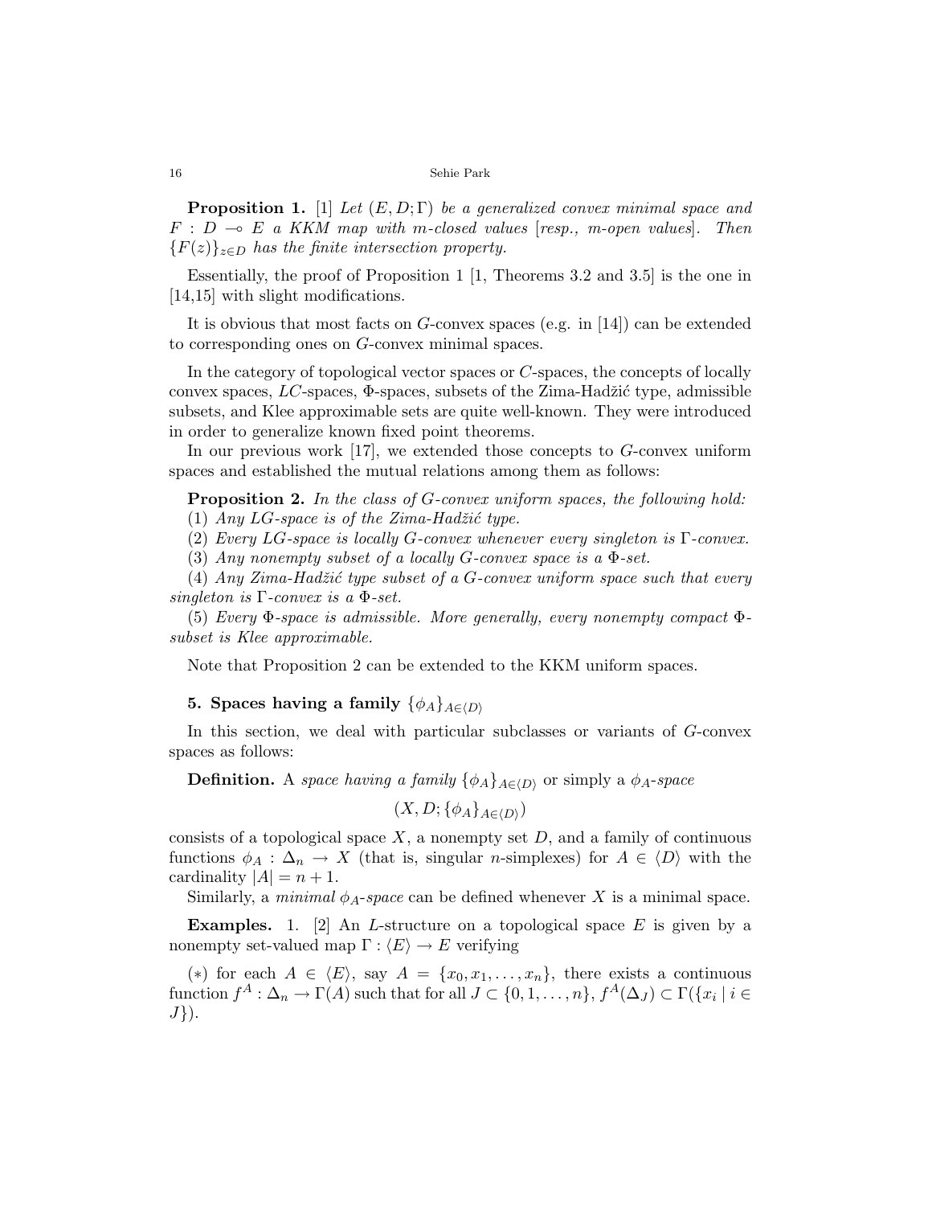**Proposition 1.** [1] *Let $(E, D; \Gamma)$ be a generalized convex minimal space and $F : D \multimap E$ a KKM map with m-closed values [resp., m-open values]. Then $\{F(z)\}_{z \in D}$ has the finite intersection property.*

Essentially, the proof of Proposition 1 [1, Theorems 3.2 and 3.5] is the one in [14,15] with slight modifications.

It is obvious that most facts on $G$-convex spaces (e.g. in [14]) can be extended to corresponding ones on $G$-convex minimal spaces.

In the category of topological vector spaces or $C$-spaces, the concepts of locally convex spaces, $LC$-spaces, $\Phi$-spaces, subsets of the Zima-Hadžić type, admissible subsets, and Klee approximable sets are quite well-known. They were introduced in order to generalize known fixed point theorems.

In our previous work [17], we extended those concepts to $G$-convex uniform spaces and established the mutual relations among them as follows:

**Proposition 2.** *In the class of $G$-convex uniform spaces, the following hold:*

(1) *Any $LG$-space is of the Zima-Hadžić type.*

(2) *Every $LG$-space is locally $G$-convex whenever every singleton is $\Gamma$-convex.*

(3) *Any nonempty subset of a locally $G$-convex space is a $\Phi$-set.*

(4) *Any Zima-Hadžić type subset of a $G$-convex uniform space such that every singleton is $\Gamma$-convex is a $\Phi$-set.*

(5) *Every $\Phi$-space is admissible. More generally, every nonempty compact $\Phi$-subset is Klee approximable.*

Note that Proposition 2 can be extended to the KKM uniform spaces.

## 5. Spaces having a family $\{\phi_A\}_{A \in \langle D \rangle}$

In this section, we deal with particular subclasses or variants of $G$-convex spaces as follows:

**Definition.** A *space having a family* $\{\phi_A\}_{A \in \langle D \rangle}$ or simply a $\phi_A$*-space*

$$(X, D; \{\phi_A\}_{A \in \langle D \rangle})$$

consists of a topological space $X$, a nonempty set $D$, and a family of continuous functions $\phi_A : \Delta_n \to X$ (that is, singular $n$-simplexes) for $A \in \langle D \rangle$ with the cardinality $|A| = n + 1$.

Similarly, a *minimal* $\phi_A$*-space* can be defined whenever $X$ is a minimal space.

**Examples.** 1. [2] An $L$-structure on a topological space $E$ is given by a nonempty set-valued map $\Gamma : \langle E \rangle \to E$ verifying

$(*)$ for each $A \in \langle E \rangle$, say $A = \{x_0, x_1, \ldots, x_n\}$, there exists a continuous function $f^A : \Delta_n \to \Gamma(A)$ such that for all $J \subset \{0, 1, \ldots, n\}$, $f^A(\Delta_J) \subset \Gamma(\{x_i \mid i \in J\})$.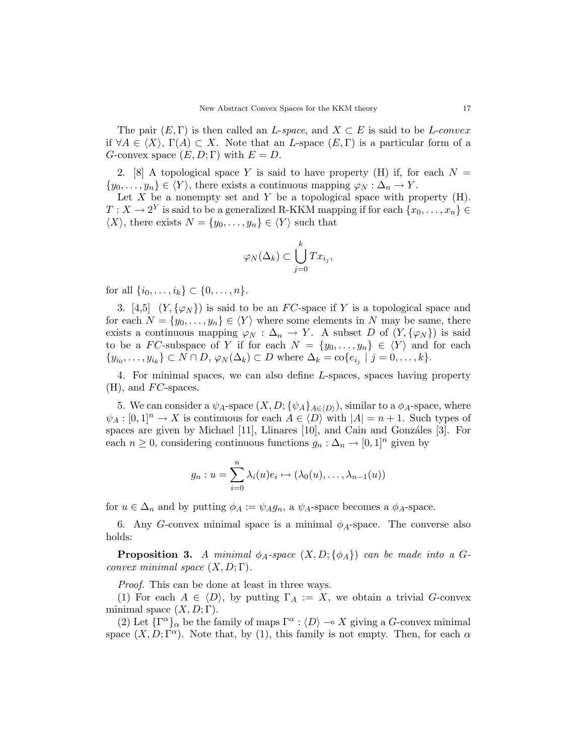The pair $(E, \Gamma)$ is then called an *L-space*, and $X \subset E$ is said to be *L-convex* if $\forall A \in \langle X \rangle$, $\Gamma(A) \subset X$. Note that an $L$-space $(E, \Gamma)$ is a particular form of a $G$-convex space $(E, D; \Gamma)$ with $E = D$.

2. [8] A topological space $Y$ is said to have property (H) if, for each $N = \{y_0, \ldots, y_n\} \in \langle Y \rangle$, there exists a continuous mapping $\varphi_N : \Delta_n \to Y$.

Let $X$ be a nonempty set and $Y$ be a topological space with property (H). $T : X \to 2^Y$ is said to be a generalized R-KKM mapping if for each $\{x_0, \ldots, x_n\} \in \langle X \rangle$, there exists $N = \{y_0, \ldots, y_n\} \in \langle Y \rangle$ such that

$$\varphi_N(\Delta_k) \subset \bigcup_{j=0}^{k} T x_{i_j},$$

for all $\{i_0, \ldots, i_k\} \subset \{0, \ldots, n\}$.

3. [4,5] $(Y, \{\varphi_N\})$ is said to be an $FC$-space if $Y$ is a topological space and for each $N = \{y_0, \ldots, y_n\} \in \langle Y \rangle$ where some elements in $N$ may be same, there exists a continuous mapping $\varphi_N : \Delta_n \to Y$. A subset $D$ of $(Y, \{\varphi_N\})$ is said to be a $FC$-subspace of $Y$ if for each $N = \{y_0, \ldots, y_n\} \in \langle Y \rangle$ and for each $\{y_{i_0}, \ldots, y_{i_k}\} \subset N \cap D$, $\varphi_N(\Delta_k) \subset D$ where $\Delta_k = \text{co}\{e_{i_j} \mid j = 0, \ldots, k\}$.

4. For minimal spaces, we can also define $L$-spaces, spaces having property (H), and $FC$-spaces.

5. We can consider a $\psi_A$-space $(X, D; \{\psi_A\}_{A \in \langle D \rangle})$, similar to a $\phi_A$-space, where $\psi_A : [0,1]^n \to X$ is continuous for each $A \in \langle D \rangle$ with $|A| = n+1$. Such types of spaces are given by Michael [11], Llinares [10], and Cain and Gonzáles [3]. For each $n \geq 0$, considering continuous functions $g_n : \Delta_n \to [0,1]^n$ given by

$$g_n : u = \sum_{i=0}^{n} \lambda_i(u) e_i \mapsto (\lambda_0(u), \ldots, \lambda_{n-1}(u))$$

for $u \in \Delta_n$ and by putting $\phi_A := \psi_A g_n$, a $\psi_A$-space becomes a $\phi_A$-space.

6. Any $G$-convex minimal space is a minimal $\phi_A$-space. The converse also holds:

**Proposition 3.** *A minimal $\phi_A$-space $(X, D; \{\phi_A\})$ can be made into a $G$-convex minimal space $(X, D; \Gamma)$.*

*Proof.* This can be done at least in three ways.

(1) For each $A \in \langle D \rangle$, by putting $\Gamma_A := X$, we obtain a trivial $G$-convex minimal space $(X, D; \Gamma)$.

(2) Let $\{\Gamma^\alpha\}_\alpha$ be the family of maps $\Gamma^\alpha : \langle D \rangle \multimap X$ giving a $G$-convex minimal space $(X, D; \Gamma^\alpha)$. Note that, by (1), this family is not empty. Then, for each $\alpha$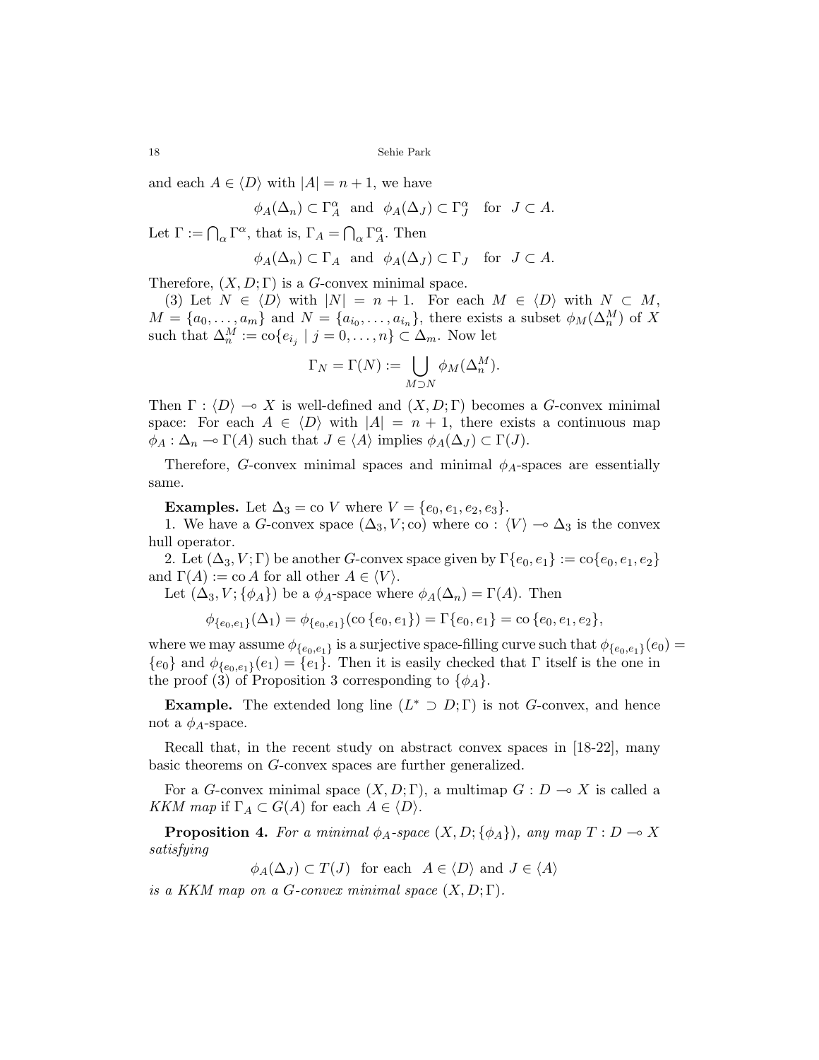and each $A \in \langle D \rangle$ with $|A| = n+1$, we have

$$\phi_A(\Delta_n) \subset \Gamma_A^\alpha \quad \text{and} \quad \phi_A(\Delta_J) \subset \Gamma_J^\alpha \quad \text{for} \quad J \subset A.$$

Let $\Gamma := \bigcap_\alpha \Gamma^\alpha$, that is, $\Gamma_A = \bigcap_\alpha \Gamma_A^\alpha$. Then

$$\phi_A(\Delta_n) \subset \Gamma_A \quad \text{and} \quad \phi_A(\Delta_J) \subset \Gamma_J \quad \text{for} \quad J \subset A.$$

Therefore, $(X, D; \Gamma)$ is a $G$-convex minimal space.

(3) Let $N \in \langle D \rangle$ with $|N| = n+1$. For each $M \in \langle D \rangle$ with $N \subset M$, $M = \{a_0, \ldots, a_m\}$ and $N = \{a_{i_0}, \ldots, a_{i_n}\}$, there exists a subset $\phi_M(\Delta_n^M)$ of $X$ such that $\Delta_n^M := \text{co}\{e_{i_j} \mid j = 0, \ldots, n\} \subset \Delta_m$. Now let

$$\Gamma_N = \Gamma(N) := \bigcup_{M \supset N} \phi_M(\Delta_n^M).$$

Then $\Gamma : \langle D \rangle \multimap X$ is well-defined and $(X, D; \Gamma)$ becomes a $G$-convex minimal space: For each $A \in \langle D \rangle$ with $|A| = n+1$, there exists a continuous map $\phi_A : \Delta_n \multimap \Gamma(A)$ such that $J \in \langle A \rangle$ implies $\phi_A(\Delta_J) \subset \Gamma(J)$.

Therefore, $G$-convex minimal spaces and minimal $\phi_A$-spaces are essentially same.

**Examples.** Let $\Delta_3 = \text{co } V$ where $V = \{e_0, e_1, e_2, e_3\}$.

1. We have a $G$-convex space $(\Delta_3, V; \text{co})$ where $\text{co} : \langle V \rangle \multimap \Delta_3$ is the convex hull operator.

2. Let $(\Delta_3, V; \Gamma)$ be another $G$-convex space given by $\Gamma\{e_0, e_1\} := \text{co}\{e_0, e_1, e_2\}$ and $\Gamma(A) := \text{co } A$ for all other $A \in \langle V \rangle$.

Let $(\Delta_3, V; \{\phi_A\})$ be a $\phi_A$-space where $\phi_A(\Delta_n) = \Gamma(A)$. Then

$$\phi_{\{e_0,e_1\}}(\Delta_1) = \phi_{\{e_0,e_1\}}(\text{co}\,\{e_0, e_1\}) = \Gamma\{e_0, e_1\} = \text{co}\,\{e_0, e_1, e_2\},$$

where we may assume $\phi_{\{e_0,e_1\}}$ is a surjective space-filling curve such that $\phi_{\{e_0,e_1\}}(e_0) = \{e_0\}$ and $\phi_{\{e_0,e_1\}}(e_1) = \{e_1\}$. Then it is easily checked that $\Gamma$ itself is the one in the proof (3) of Proposition 3 corresponding to $\{\phi_A\}$.

**Example.** The extended long line $(L^* \supset D; \Gamma)$ is not $G$-convex, and hence not a $\phi_A$-space.

Recall that, in the recent study on abstract convex spaces in [18-22], many basic theorems on $G$-convex spaces are further generalized.

For a $G$-convex minimal space $(X, D; \Gamma)$, a multimap $G : D \multimap X$ is called a *KKM map* if $\Gamma_A \subset G(A)$ for each $A \in \langle D \rangle$.

**Proposition 4.** *For a minimal $\phi_A$-space $(X, D; \{\phi_A\})$, any map $T : D \multimap X$ satisfying*

$$\phi_A(\Delta_J) \subset T(J) \quad \text{for each} \quad A \in \langle D \rangle \text{ and } J \in \langle A \rangle$$

*is a KKM map on a $G$-convex minimal space $(X, D; \Gamma)$.*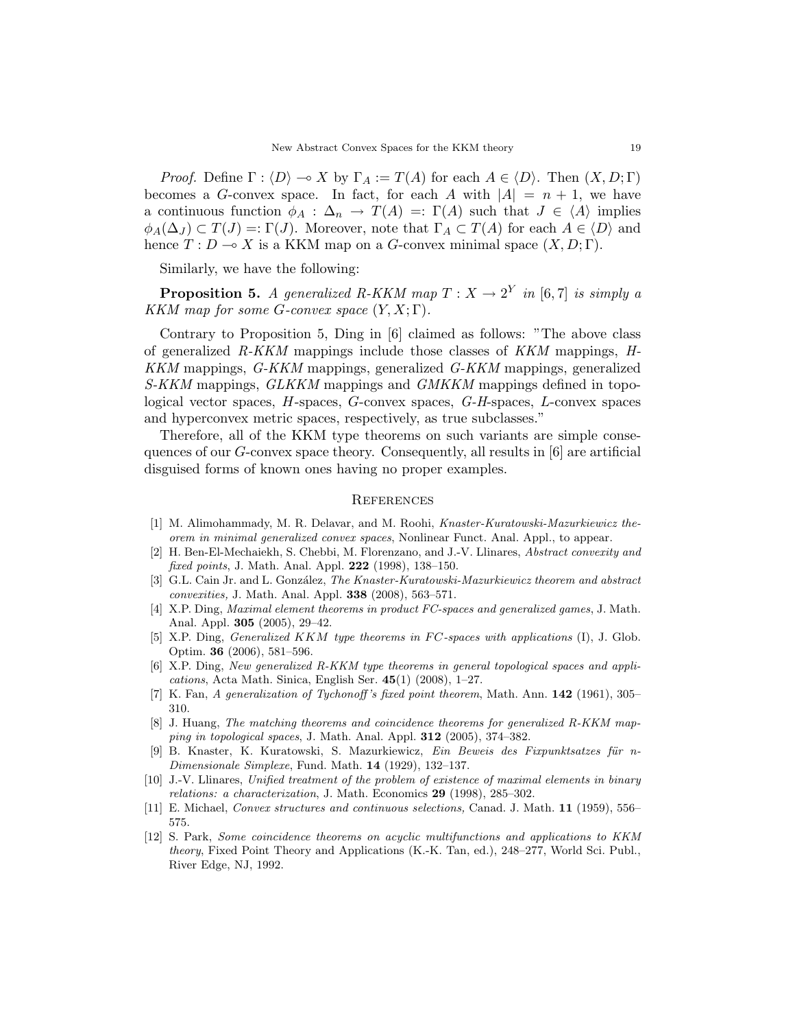*Proof.* Define $\Gamma : \langle D\rangle \multimap X$ by $\Gamma_A := T(A)$ for each $A \in \langle D\rangle$. Then $(X, D; \Gamma)$ becomes a $G$-convex space. In fact, for each $A$ with $|A| = n + 1$, we have a continuous function $\phi_A : \Delta_n \to T(A) =: \Gamma(A)$ such that $J \in \langle A\rangle$ implies $\phi_A(\Delta_J) \subset T(J) =: \Gamma(J)$. Moreover, note that $\Gamma_A \subset T(A)$ for each $A \in \langle D\rangle$ and hence $T : D \multimap X$ is a KKM map on a $G$-convex minimal space $(X, D; \Gamma)$.

Similarly, we have the following:

**Proposition 5.** *A generalized R-KKM map $T : X \to 2^Y$ in [6, 7] is simply a KKM map for some $G$-convex space $(Y, X; \Gamma)$.*

Contrary to Proposition 5, Ding in [6] claimed as follows: "The above class of generalized *R-KKM* mappings include those classes of *KKM* mappings, *H-KKM* mappings, *G-KKM* mappings, generalized *G-KKM* mappings, generalized *S-KKM* mappings, *GLKKM* mappings and *GMKKM* mappings defined in topological vector spaces, *H*-spaces, *G*-convex spaces, *G-H*-spaces, *L*-convex spaces and hyperconvex metric spaces, respectively, as true subclasses."

Therefore, all of the KKM type theorems on such variants are simple consequences of our $G$-convex space theory. Consequently, all results in [6] are artificial disguised forms of known ones having no proper examples.

## References

[1] M. Alimohammady, M. R. Delavar, and M. Roohi, *Knaster-Kuratowski-Mazurkiewicz theorem in minimal generalized convex spaces*, Nonlinear Funct. Anal. Appl., to appear.

[2] H. Ben-El-Mechaiekh, S. Chebbi, M. Florenzano, and J.-V. Llinares, *Abstract convexity and fixed points*, J. Math. Anal. Appl. **222** (1998), 138–150.

[3] G.L. Cain Jr. and L. González, *The Knaster-Kuratowski-Mazurkiewicz theorem and abstract convexities,* J. Math. Anal. Appl. **338** (2008), 563–571.

[4] X.P. Ding, *Maximal element theorems in product FC-spaces and generalized games*, J. Math. Anal. Appl. **305** (2005), 29–42.

[5] X.P. Ding, *Generalized KKM type theorems in FC-spaces with applications* (I), J. Glob. Optim. **36** (2006), 581–596.

[6] X.P. Ding, *New generalized R-KKM type theorems in general topological spaces and applications*, Acta Math. Sinica, English Ser. **45**(1) (2008), 1–27.

[7] K. Fan, *A generalization of Tychonoff's fixed point theorem*, Math. Ann. **142** (1961), 305–310.

[8] J. Huang, *The matching theorems and coincidence theorems for generalized R-KKM mapping in topological spaces*, J. Math. Anal. Appl. **312** (2005), 374–382.

[9] B. Knaster, K. Kuratowski, S. Mazurkiewicz, *Ein Beweis des Fixpunktsatzes für n-Dimensionale Simplexe*, Fund. Math. **14** (1929), 132–137.

[10] J.-V. Llinares, *Unified treatment of the problem of existence of maximal elements in binary relations: a characterization*, J. Math. Economics **29** (1998), 285–302.

[11] E. Michael, *Convex structures and continuous selections,* Canad. J. Math. **11** (1959), 556–575.

[12] S. Park, *Some coincidence theorems on acyclic multifunctions and applications to KKM theory,* Fixed Point Theory and Applications (K.-K. Tan, ed.), 248–277, World Sci. Publ., River Edge, NJ, 1992.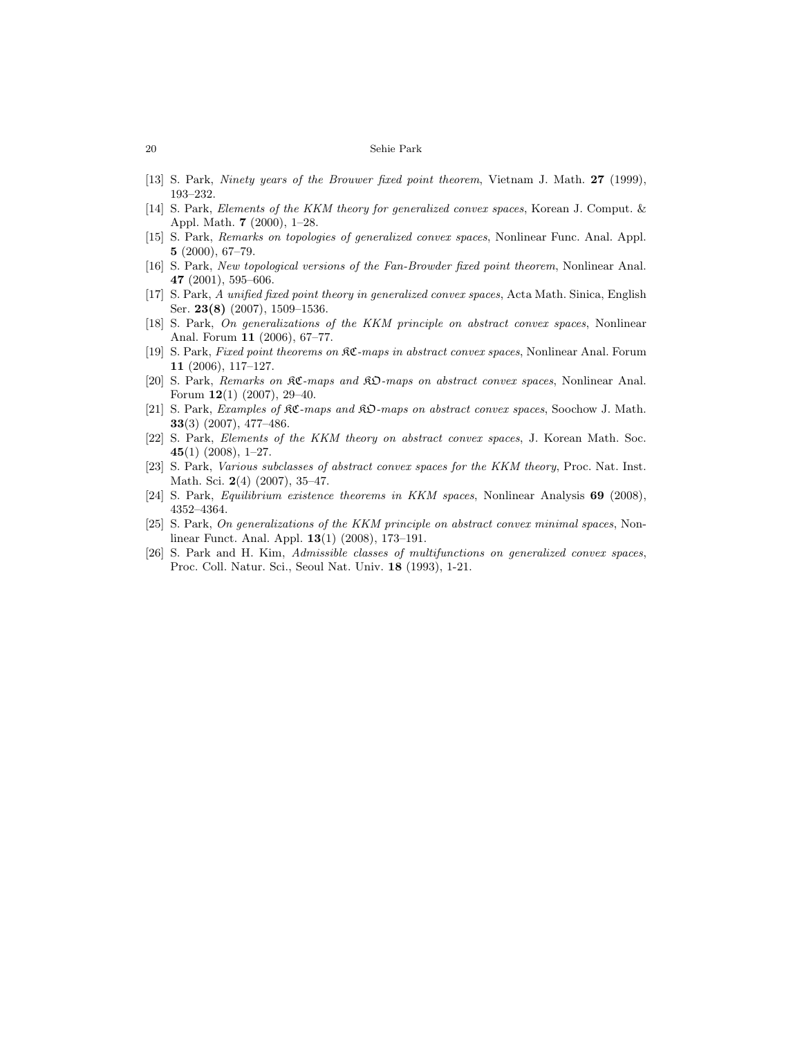[13] S. Park, *Ninety years of the Brouwer fixed point theorem*, Vietnam J. Math. **27** (1999), 193–232.

[14] S. Park, *Elements of the KKM theory for generalized convex spaces*, Korean J. Comput. & Appl. Math. **7** (2000), 1–28.

[15] S. Park, *Remarks on topologies of generalized convex spaces*, Nonlinear Func. Anal. Appl. **5** (2000), 67–79.

[16] S. Park, *New topological versions of the Fan-Browder fixed point theorem*, Nonlinear Anal. **47** (2001), 595–606.

[17] S. Park, *A unified fixed point theory in generalized convex spaces*, Acta Math. Sinica, English Ser. **23(8)** (2007), 1509–1536.

[18] S. Park, *On generalizations of the KKM principle on abstract convex spaces*, Nonlinear Anal. Forum **11** (2006), 67–77.

[19] S. Park, *Fixed point theorems on $\mathfrak{KC}$-maps in abstract convex spaces*, Nonlinear Anal. Forum **11** (2006), 117–127.

[20] S. Park, *Remarks on $\mathfrak{KC}$-maps and $\mathfrak{KO}$-maps on abstract convex spaces*, Nonlinear Anal. Forum **12**(1) (2007), 29–40.

[21] S. Park, *Examples of $\mathfrak{KC}$-maps and $\mathfrak{KO}$-maps on abstract convex spaces*, Soochow J. Math. **33**(3) (2007), 477–486.

[22] S. Park, *Elements of the KKM theory on abstract convex spaces*, J. Korean Math. Soc. **45**(1) (2008), 1–27.

[23] S. Park, *Various subclasses of abstract convex spaces for the KKM theory*, Proc. Nat. Inst. Math. Sci. **2**(4) (2007), 35–47.

[24] S. Park, *Equilibrium existence theorems in KKM spaces*, Nonlinear Analysis **69** (2008), 4352–4364.

[25] S. Park, *On generalizations of the KKM principle on abstract convex minimal spaces*, Nonlinear Funct. Anal. Appl. **13**(1) (2008), 173–191.

[26] S. Park and H. Kim, *Admissible classes of multifunctions on generalized convex spaces*, Proc. Coll. Natur. Sci., Seoul Nat. Univ. **18** (1993), 1-21.